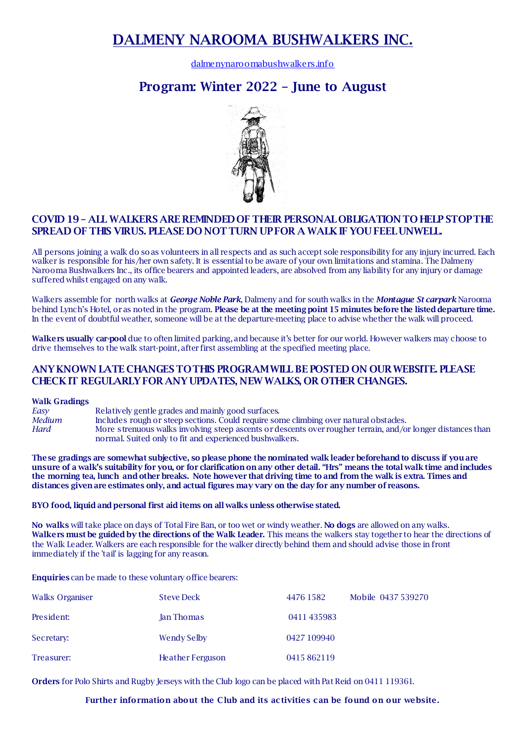# DALMENY NAROOMA BUSHWALKERS INC.

dalmenynaroomabushwalkers.info

## Program: Winter 2022 – June to August

### COVID 19 – ALL WALKERS ARE REMINDED OF THEIR PERSONAL OBLIGATION TO HELP STOP THE SPREAD OF THIS VIRUS. PLEASE DO NOT TURN UP FOR A WALK IF YOU FEEL UNWELL.

All persons joining a walk do so as volunteers in all respects and as such accept sole responsibility for any injury incurred. Each walker is responsible for his/her own safety. It is essential to be aware of your own limitations and stamina. The Dalmeny Narooma Bushwalkers Inc., its office bearers and appointed leaders, are absolved from any liability for any injury or damage suffered whilst engaged on any walk.

Walkers assemble for north walks at ***George Noble Park***, Dalmeny and for south walks in the ***Montague St carpark*** Narooma behind Lynch's Hotel, or as noted in the program. **Please be at the meeting point 15 minutes before the listed departure time.** In the event of doubtful weather, someone will be at the departure-meeting place to advise whether the walk will proceed.

**Walkers usually car-pool** due to often limited parking, and because it's better for our world. However walkers may choose to drive themselves to the walk start-point, after first assembling at the specified meeting place.

### ANY KNOWN LATE CHANGES TO THIS PROGRAM WILL BE POSTED ON OUR WEBSITE. PLEASE CHECK IT REGULARLY FOR ANY UPDATES, NEW WALKS, OR OTHER CHANGES.

**Walk Gradings**

| | |
|---|---|
| *Easy* | Relatively gentle grades and mainly good surfaces. |
| *Medium* | Includes rough or steep sections. Could require some climbing over natural obstacles. |
| *Hard* | More strenuous walks involving steep ascents or descents over rougher terrain, and/or longer distances than normal. Suited only to fit and experienced bushwalkers. |

**These gradings are somewhat subjective, so please phone the nominated walk leader beforehand to discuss if you are unsure of a walk's suitability for you, or for clarification on any other detail. "Hrs" means the total walk time and includes the morning tea, lunch and other breaks. Note however that driving time to and from the walk is extra. Times and distances given are estimates only, and actual figures may vary on the day for any number of reasons.**

**BYO food, liquid and personal first aid items on all walks unless otherwise stated.**

**No walks** will take place on days of Total Fire Ban, or too wet or windy weather. **No dogs** are allowed on any walks. **Walkers must be guided by the directions of the Walk Leader.** This means the walkers stay together to hear the directions of the Walk Leader. Walkers are each responsible for the walker directly behind them and should advise those in front immediately if the 'tail' is lagging for any reason.

**Enquiries** can be made to these voluntary office bearers:

| | | | |
|---|---|---|---|
| Walks Organiser | Steve Deck | 4476 1582 | Mobile 0437 539270 |
| President: | Jan Thomas | 0411 435983 | |
| Secretary: | Wendy Selby | 0427 109940 | |
| Treasurer: | Heather Ferguson | 0415 862119 | |

**Orders** for Polo Shirts and Rugby Jerseys with the Club logo can be placed with Pat Reid on 0411 119361.

**Further information about the Club and its activities can be found on our website.**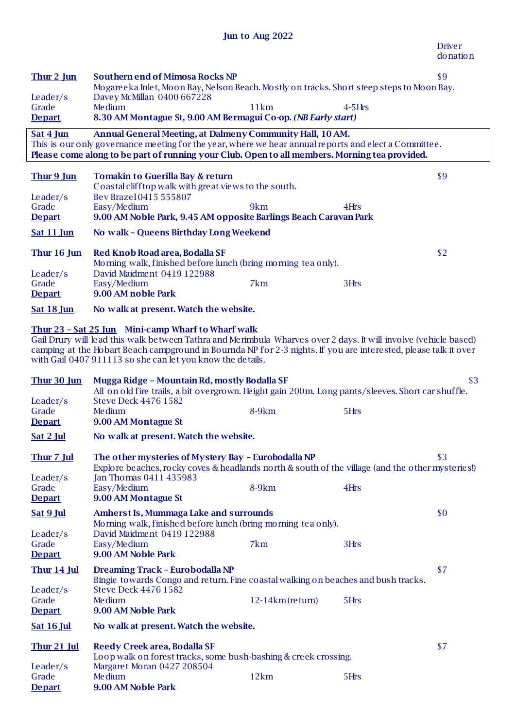## Jun to Aug 2022

Driver donation

**Thur 2 Jun** — **Southern end of Mimosa Rocks NP** — $9
Mogareeka Inlet, Moon Bay, Nelson Beach. Mostly on tracks. Short steep steps to Moon Bay.
Leader/s: Davey McMillan 0400 667228
Grade: Medium — 11km — 4-5Hrs
**Depart**: **8.30 AM Montague St, 9.00 AM Bermagui Co-op. *(NB Early start)***

**Sat 4 Jun** — **Annual General Meeting, at Dalmeny Community Hall, 10 AM.**
This is our only governance meeting for the year, where we hear annual reports and elect a Committee.
**Please come along to be part of running your Club. Open to all members. Morning tea provided.**

**Thur 9 Jun** — **Tomakin to Guerilla Bay & return** — $9
Coastal clifftop walk with great views to the south.
Leader/s: Bev Brazel 0415 555807
Grade: Easy/Medium — 9km — 4Hrs
**Depart**: **9.00 AM Noble Park, 9.45 AM opposite Barlings Beach Caravan Park**

**Sat 11 Jun** — **No walk – Queens Birthday Long Weekend**

**Thur 16 Jun** — **Red Knob Road area, Bodalla SF** — $2
Morning walk, finished before lunch (bring morning tea only).
Leader/s: David Maidment 0419 122988
Grade: Easy/Medium — 7km — 3Hrs
**Depart**: **9.00 AM noble Park**

**Sat 18 Jun** — **No walk at present. Watch the website.**

**Thur 23 – Sat 25 Jun** — **Mini-camp Wharf to Wharf walk**
Gail Drury will lead this walk between Tathra and Merimbula Wharves over 2 days. It will involve (vehicle based) camping at the Hobart Beach campground in Bournda NP for 2-3 nights. If you are interested, please talk it over with Gail 0407 911113 so she can let you know the details.

**Thur 30 Jun** — **Mugga Ridge – Mountain Rd, mostly Bodalla SF** — $3
All on old fire trails, a bit overgrown. Height gain 200m. Long pants/sleeves. Short car shuffle.
Leader/s: Steve Deck 4476 1582
Grade: Medium — 8-9km — 5Hrs
**Depart**: **9.00 AM Montague St**

**Sat 2 Jul** — **No walk at present. Watch the website.**

**Thur 7 Jul** — **The other mysteries of Mystery Bay – Eurobodalla NP** — $3
Explore beaches, rocky coves & headlands north & south of the village (and the other mysteries!)
Leader/s: Jan Thomas 0411 435983
Grade: Easy/Medium — 8-9km — 4Hrs
**Depart**: **9.00 AM Montague St**

**Sat 9 Jul** — **Amherst Is, Mummaga Lake and surrounds** — $0
Morning walk, finished before lunch (bring morning tea only).
Leader/s: David Maidment 0419 122988
Grade: Easy/Medium — 7km — 3Hrs
**Depart**: **9.00 AM Noble Park**

**Thur 14 Jul** — **Dreaming Track – Eurobodalla NP** — $7
Bingie towards Congo and return. Fine coastal walking on beaches and bush tracks.
Leader/s: Steve Deck 4476 1582
Grade: Medium — 12-14km (return) — 5Hrs
**Depart**: **9.00 AM Noble Park**

**Sat 16 Jul** — **No walk at present. Watch the website.**

**Thur 21 Jul** — **Reedy Creek area, Bodalla SF** — $7
Loop walk on forest tracks, some bush-bashing & creek crossing.
Leader/s: Margaret Moran 0427 208504
Grade: Medium — 12km — 5Hrs
**Depart**: **9.00 AM Noble Park**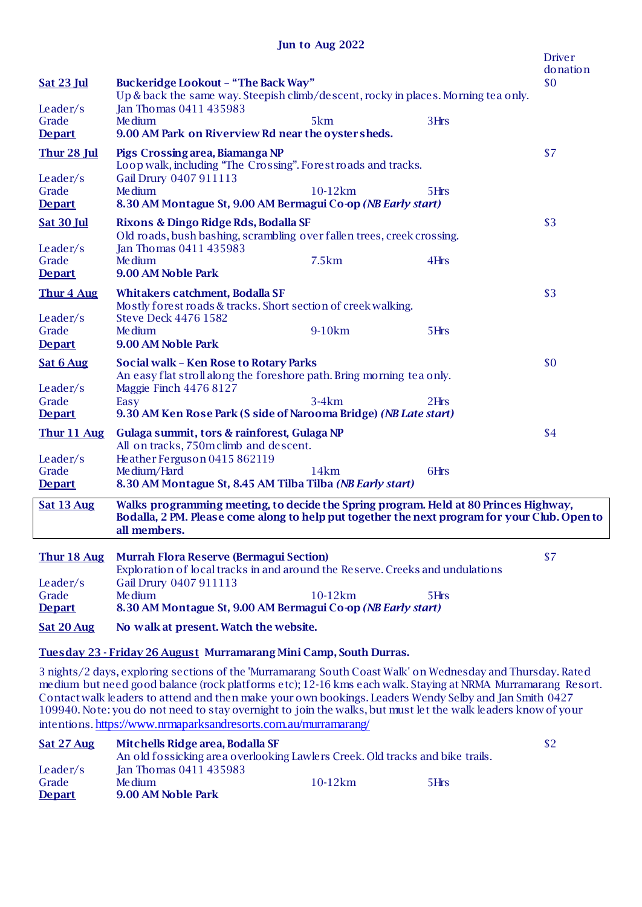**Jun to Aug 2022**

| | | | | Driver donation |
|---|---|---|---|---|
| **Sat 23 Jul** | **Buckeridge Lookout – "The Back Way"**<br>Up & back the same way. Steepish climb/descent, rocky in places. Morning tea only. | | | $0 |
| Leader/s | Jan Thomas 0411 435983 | | | |
| Grade | Medium | 5km | 3Hrs | |
| **Depart** | **9.00 AM Park on Riverview Rd near the oyster sheds.** | | | |
| **Thur 28 Jul** | **Pigs Crossing area, Biamanga NP**<br>Loop walk, including "The Crossing". Forest roads and tracks. | | | $7 |
| Leader/s | Gail Drury 0407 911113 | | | |
| Grade | Medium | 10-12km | 5Hrs | |
| **Depart** | **8.30 AM Montague St, 9.00 AM Bermagui Co-op *(NB Early start)*** | | | |
| **Sat 30 Jul** | **Rixons & Dingo Ridge Rds, Bodalla SF**<br>Old roads, bush bashing, scrambling over fallen trees, creek crossing. | | | $3 |
| Leader/s | Jan Thomas 0411 435983 | | | |
| Grade | Medium | 7.5km | 4Hrs | |
| **Depart** | **9.00 AM Noble Park** | | | |
| **Thur 4 Aug** | **Whitakers catchment, Bodalla SF**<br>Mostly forest roads & tracks. Short section of creek walking. | | | $3 |
| Leader/s | Steve Deck 4476 1582 | | | |
| Grade | Medium | 9-10km | 5Hrs | |
| **Depart** | **9.00 AM Noble Park** | | | |
| **Sat 6 Aug** | **Social walk – Ken Rose to Rotary Parks**<br>An easy flat stroll along the foreshore path. Bring morning tea only. | | | $0 |
| Leader/s | Maggie Finch 4476 8127 | | | |
| Grade | Easy | 3-4km | 2Hrs | |
| **Depart** | **9.30 AM Ken Rose Park (S side of Narooma Bridge) *(NB Late start)*** | | | |
| **Thur 11 Aug** | **Gulaga summit, tors & rainforest, Gulaga NP**<br>All on tracks, 750m climb and descent. | | | $4 |
| Leader/s | Heather Ferguson 0415 862119 | | | |
| Grade | Medium/Hard | 14km | 6Hrs | |
| **Depart** | **8.30 AM Montague St, 8.45 AM Tilba Tilba *(NB Early start)*** | | | |
| **Sat 13 Aug** | **Walks programming meeting, to decide the Spring program. Held at 80 Princes Highway, Bodalla, 2 PM. Please come along to help put together the next program for your Club. Open to all members.** | | | |
| **Thur 18 Aug** | **Murrah Flora Reserve (Bermagui Section)**<br>Exploration of local tracks in and around the Reserve. Creeks and undulations | | | $7 |
| Leader/s | Gail Drury 0407 911113 | | | |
| Grade | Medium | 10-12km | 5Hrs | |
| **Depart** | **8.30 AM Montague St, 9.00 AM Bermagui Co-op *(NB Early start)*** | | | |
| **Sat 20 Aug** | **No walk at present. Watch the website.** | | | |

**Tuesday 23 - Friday 26 August Murramarang Mini Camp, South Durras.**

3 nights/2 days, exploring sections of the 'Murramarang South Coast Walk' on Wednesday and Thursday. Rated medium but need good balance (rock platforms etc); 12-16 kms each walk. Staying at NRMA Murramarang Resort. Contact walk leaders to attend and then make your own bookings. Leaders Wendy Selby and Jan Smith 0427 109940. Note: you do not need to stay overnight to join the walks, but must let the walk leaders know of your intentions. https://www.nrmaparksandresorts.com.au/murramarang/

| | | | | |
|---|---|---|---|---|
| **Sat 27 Aug** | **Mitchells Ridge area, Bodalla SF**<br>An old fossicking area overlooking Lawlers Creek. Old tracks and bike trails. | | | $2 |
| Leader/s | Jan Thomas 0411 435983 | | | |
| Grade | Medium | 10-12km | 5Hrs | |
| **Depart** | **9.00 AM Noble Park** | | | |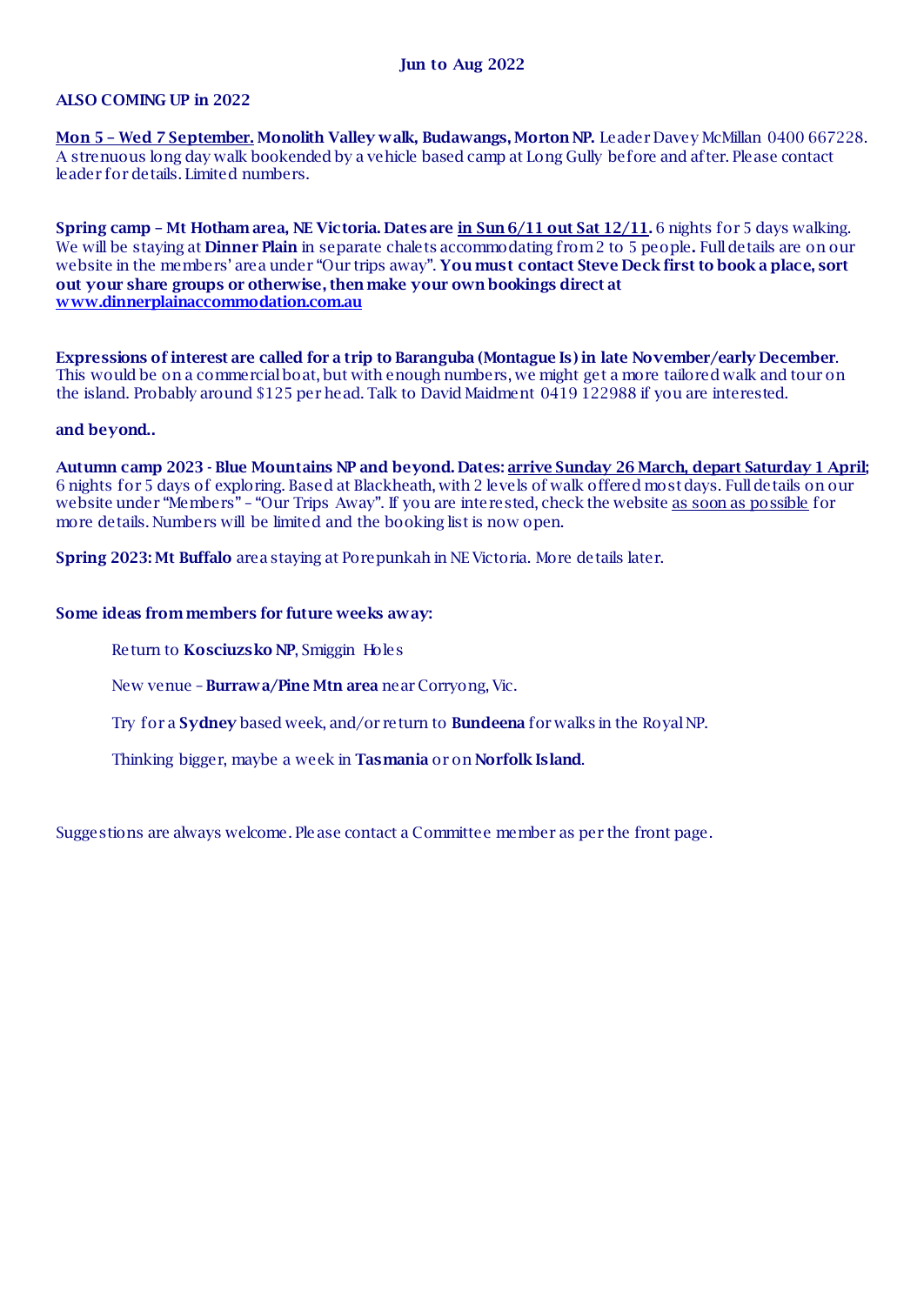**Jun to Aug 2022**

**ALSO COMING UP in 2022**

**Mon 5 – Wed 7 September. Monolith Valley walk, Budawangs, Morton NP.** Leader Davey McMillan 0400 667228. A strenuous long day walk bookended by a vehicle based camp at Long Gully before and after. Please contact leader for details. Limited numbers.

**Spring camp – Mt Hotham area, NE Victoria. Dates are in Sun 6/11 out Sat 12/11.** 6 nights for 5 days walking. We will be staying at **Dinner Plain** in separate chalets accommodating from 2 to 5 people**.** Full details are on our website in the members' area under "Our trips away". **You must contact Steve Deck first to book a place, sort out your share groups or otherwise, then make your own bookings direct at www.dinnerplainaccommodation.com.au**

**Expressions of interest are called for a trip to Baranguba (Montague Is) in late November/early December**. This would be on a commercial boat, but with enough numbers, we might get a more tailored walk and tour on the island. Probably around $125 per head. Talk to David Maidment 0419 122988 if you are interested.

**and beyond..**

**Autumn camp 2023 - Blue Mountains NP and beyond. Dates: arrive Sunday 26 March, depart Saturday 1 April;** 6 nights for 5 days of exploring. Based at Blackheath, with 2 levels of walk offered most days. Full details on our website under "Members" – "Our Trips Away". If you are interested, check the website as soon as possible for more details. Numbers will be limited and the booking list is now open.

**Spring 2023: Mt Buffalo** area staying at Porepunkah in NE Victoria. More details later.

**Some ideas from members for future weeks away:**

Return to **Kosciuzsko NP**, Smiggin Holes

New venue – **Burrawa/Pine Mtn area** near Corryong, Vic.

Try for a **Sydney** based week, and/or return to **Bundeena** for walks in the Royal NP.

Thinking bigger, maybe a week in **Tasmania** or on **Norfolk Island**.

Suggestions are always welcome. Please contact a Committee member as per the front page.